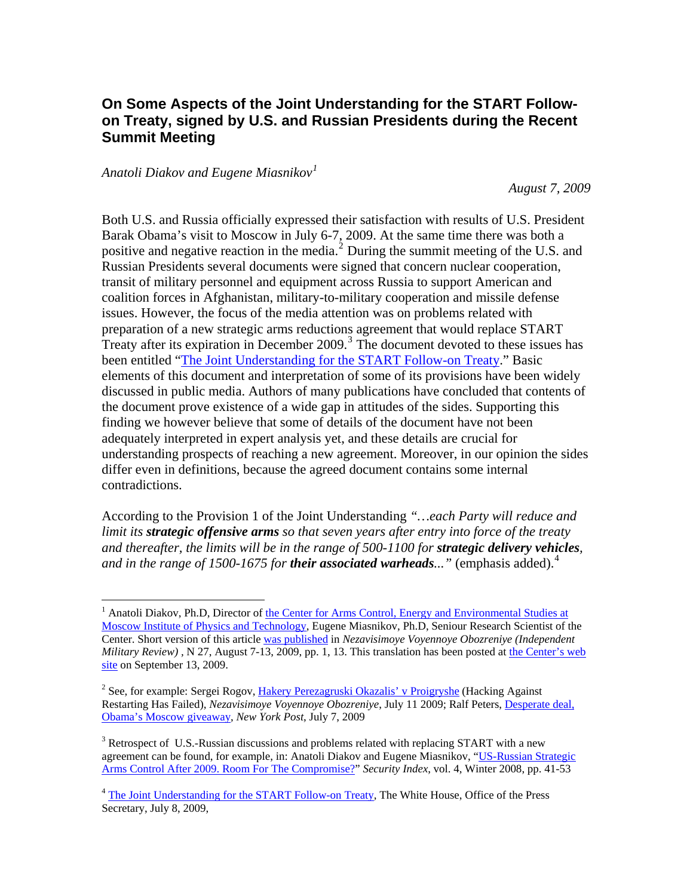# On Some Aspects of the Joint Understanding for the START Follow-on Treaty, signed by U.S. and Russian Presidents during the Recent Summit Meeting

*Anatoli Diakov and Eugene Miasnikov*[1]

*August 7, 2009*

Both U.S. and Russia officially expressed their satisfaction with results of U.S. President Barak Obama's visit to Moscow in July 6-7, 2009. At the same time there was both a positive and negative reaction in the media.[2] During the summit meeting of the U.S. and Russian Presidents several documents were signed that concern nuclear cooperation, transit of military personnel and equipment across Russia to support American and coalition forces in Afghanistan, military-to-military cooperation and missile defense issues. However, the focus of the media attention was on problems related with preparation of a new strategic arms reductions agreement that would replace START Treaty after its expiration in December 2009.[3] The document devoted to these issues has been entitled "The Joint Understanding for the START Follow-on Treaty." Basic elements of this document and interpretation of some of its provisions have been widely discussed in public media. Authors of many publications have concluded that contents of the document prove existence of a wide gap in attitudes of the sides. Supporting this finding we however believe that some of details of the document have not been adequately interpreted in expert analysis yet, and these details are crucial for understanding prospects of reaching a new agreement. Moreover, in our opinion the sides differ even in definitions, because the agreed document contains some internal contradictions.

According to the Provision 1 of the Joint Understanding *"…each Party will reduce and limit its **strategic offensive arms** so that seven years after entry into force of the treaty and thereafter, the limits will be in the range of 500-1100 for **strategic delivery vehicles**, and in the range of 1500-1675 for **their associated warheads**..."* (emphasis added).[4]

---

[1] Anatoli Diakov, Ph.D, Director of the Center for Arms Control, Energy and Environmental Studies at Moscow Institute of Physics and Technology, Eugene Miasnikov, Ph.D, Seniour Research Scientist of the Center. Short version of this article was published in *Nezavisimoye Voyennoye Obozreniye (Independent Military Review)* , N 27, August 7-13, 2009, pp. 1, 13. This translation has been posted at the Center's web site on September 13, 2009.

[2] See, for example: Sergei Rogov, Hakery Perezagruski Okazalis' v Proigryshe (Hacking Against Restarting Has Failed), *Nezavisimoye Voyennoye Obozreniye*, July 11 2009; Ralf Peters, Desperate deal, Obama's Moscow giveaway, *New York Post*, July 7, 2009

[3] Retrospect of U.S.-Russian discussions and problems related with replacing START with a new agreement can be found, for example, in: Anatoli Diakov and Eugene Miasnikov, "US-Russian Strategic Arms Control After 2009. Room For The Compromise?" *Security Index*, vol. 4, Winter 2008, pp. 41-53

[4] The Joint Understanding for the START Follow-on Treaty, The White House, Office of the Press Secretary, July 8, 2009,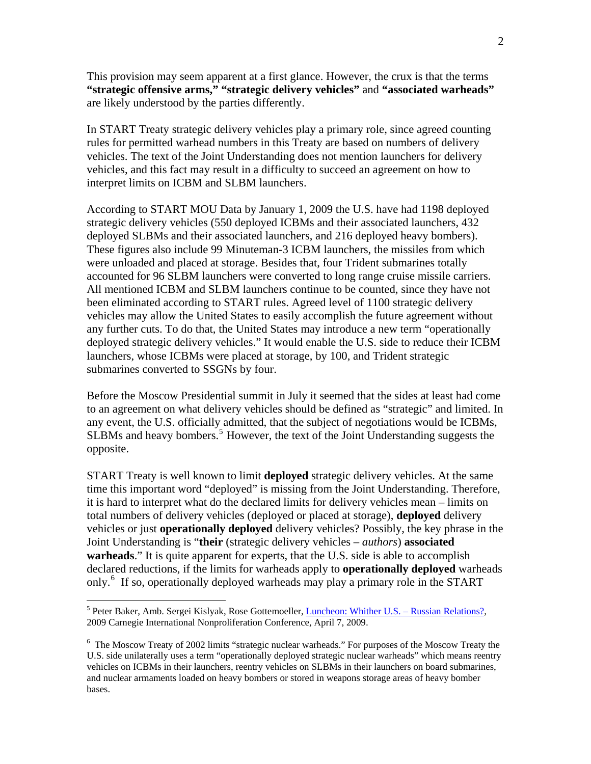This provision may seem apparent at a first glance. However, the crux is that the terms **"strategic offensive arms," "strategic delivery vehicles"** and **"associated warheads"** are likely understood by the parties differently.

In START Treaty strategic delivery vehicles play a primary role, since agreed counting rules for permitted warhead numbers in this Treaty are based on numbers of delivery vehicles. The text of the Joint Understanding does not mention launchers for delivery vehicles, and this fact may result in a difficulty to succeed an agreement on how to interpret limits on ICBM and SLBM launchers.

According to START MOU Data by January 1, 2009 the U.S. have had 1198 deployed strategic delivery vehicles (550 deployed ICBMs and their associated launchers, 432 deployed SLBMs and their associated launchers, and 216 deployed heavy bombers). These figures also include 99 Minuteman-3 ICBM launchers, the missiles from which were unloaded and placed at storage. Besides that, four Trident submarines totally accounted for 96 SLBM launchers were converted to long range cruise missile carriers. All mentioned ICBM and SLBM launchers continue to be counted, since they have not been eliminated according to START rules. Agreed level of 1100 strategic delivery vehicles may allow the United States to easily accomplish the future agreement without any further cuts. To do that, the United States may introduce a new term "operationally deployed strategic delivery vehicles." It would enable the U.S. side to reduce their ICBM launchers, whose ICBMs were placed at storage, by 100, and Trident strategic submarines converted to SSGNs by four.

Before the Moscow Presidential summit in July it seemed that the sides at least had come to an agreement on what delivery vehicles should be defined as "strategic" and limited. In any event, the U.S. officially admitted, that the subject of negotiations would be ICBMs, SLBMs and heavy bombers.[5] However, the text of the Joint Understanding suggests the opposite.

START Treaty is well known to limit **deployed** strategic delivery vehicles. At the same time this important word "deployed" is missing from the Joint Understanding. Therefore, it is hard to interpret what do the declared limits for delivery vehicles mean – limits on total numbers of delivery vehicles (deployed or placed at storage), **deployed** delivery vehicles or just **operationally deployed** delivery vehicles? Possibly, the key phrase in the Joint Understanding is "**their** (strategic delivery vehicles – *authors*) **associated warheads**." It is quite apparent for experts, that the U.S. side is able to accomplish declared reductions, if the limits for warheads apply to **operationally deployed** warheads only.[6] If so, operationally deployed warheads may play a primary role in the START

---

[5] Peter Baker, Amb. Sergei Kislyak, Rose Gottemoeller, Luncheon: Whither U.S. – Russian Relations?, 2009 Carnegie International Nonproliferation Conference, April 7, 2009.

[6] The Moscow Treaty of 2002 limits "strategic nuclear warheads." For purposes of the Moscow Treaty the U.S. side unilaterally uses a term "operationally deployed strategic nuclear warheads" which means reentry vehicles on ICBMs in their launchers, reentry vehicles on SLBMs in their launchers on board submarines, and nuclear armaments loaded on heavy bombers or stored in weapons storage areas of heavy bomber bases.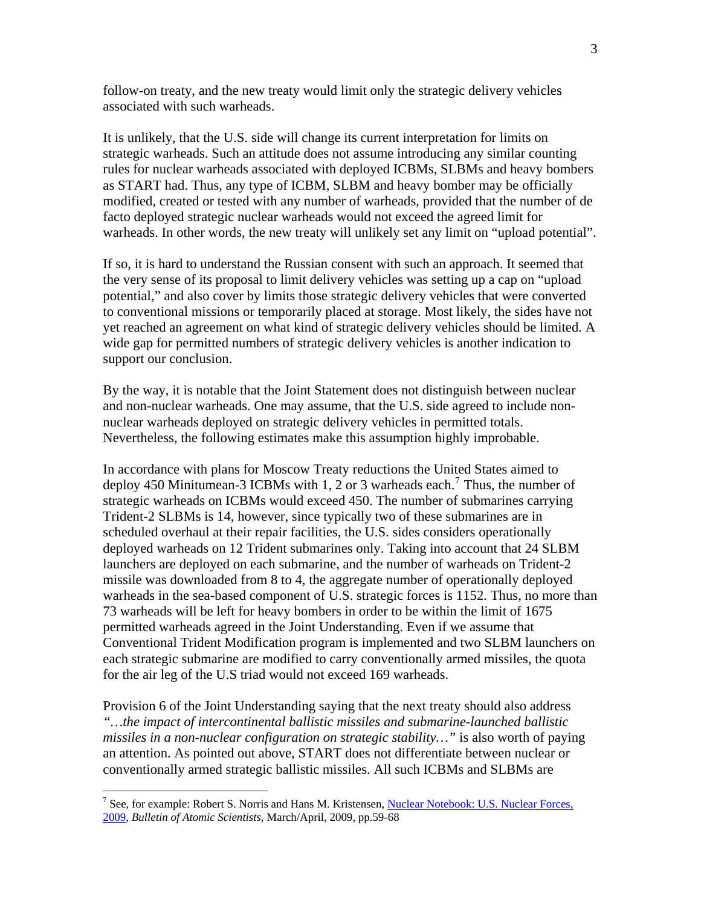follow-on treaty, and the new treaty would limit only the strategic delivery vehicles associated with such warheads.

It is unlikely, that the U.S. side will change its current interpretation for limits on strategic warheads. Such an attitude does not assume introducing any similar counting rules for nuclear warheads associated with deployed ICBMs, SLBMs and heavy bombers as START had. Thus, any type of ICBM, SLBM and heavy bomber may be officially modified, created or tested with any number of warheads, provided that the number of de facto deployed strategic nuclear warheads would not exceed the agreed limit for warheads. In other words, the new treaty will unlikely set any limit on "upload potential".

If so, it is hard to understand the Russian consent with such an approach. It seemed that the very sense of its proposal to limit delivery vehicles was setting up a cap on "upload potential," and also cover by limits those strategic delivery vehicles that were converted to conventional missions or temporarily placed at storage. Most likely, the sides have not yet reached an agreement on what kind of strategic delivery vehicles should be limited. A wide gap for permitted numbers of strategic delivery vehicles is another indication to support our conclusion.

By the way, it is notable that the Joint Statement does not distinguish between nuclear and non-nuclear warheads. One may assume, that the U.S. side agreed to include non-nuclear warheads deployed on strategic delivery vehicles in permitted totals. Nevertheless, the following estimates make this assumption highly improbable.

In accordance with plans for Moscow Treaty reductions the United States aimed to deploy 450 Minitumean-3 ICBMs with 1, 2 or 3 warheads each.[7] Thus, the number of strategic warheads on ICBMs would exceed 450. The number of submarines carrying Trident-2 SLBMs is 14, however, since typically two of these submarines are in scheduled overhaul at their repair facilities, the U.S. sides considers operationally deployed warheads on 12 Trident submarines only. Taking into account that 24 SLBM launchers are deployed on each submarine, and the number of warheads on Trident-2 missile was downloaded from 8 to 4, the aggregate number of operationally deployed warheads in the sea-based component of U.S. strategic forces is 1152. Thus, no more than 73 warheads will be left for heavy bombers in order to be within the limit of 1675 permitted warheads agreed in the Joint Understanding. Even if we assume that Conventional Trident Modification program is implemented and two SLBM launchers on each strategic submarine are modified to carry conventionally armed missiles, the quota for the air leg of the U.S triad would not exceed 169 warheads.

Provision 6 of the Joint Understanding saying that the next treaty should also address *"…the impact of intercontinental ballistic missiles and submarine-launched ballistic missiles in a non-nuclear configuration on strategic stability…"* is also worth of paying an attention. As pointed out above, START does not differentiate between nuclear or conventionally armed strategic ballistic missiles. All such ICBMs and SLBMs are

[7] See, for example: Robert S. Norris and Hans M. Kristensen, Nuclear Notebook: U.S. Nuclear Forces, 2009, *Bulletin of Atomic Scientists*, March/April, 2009, pp.59-68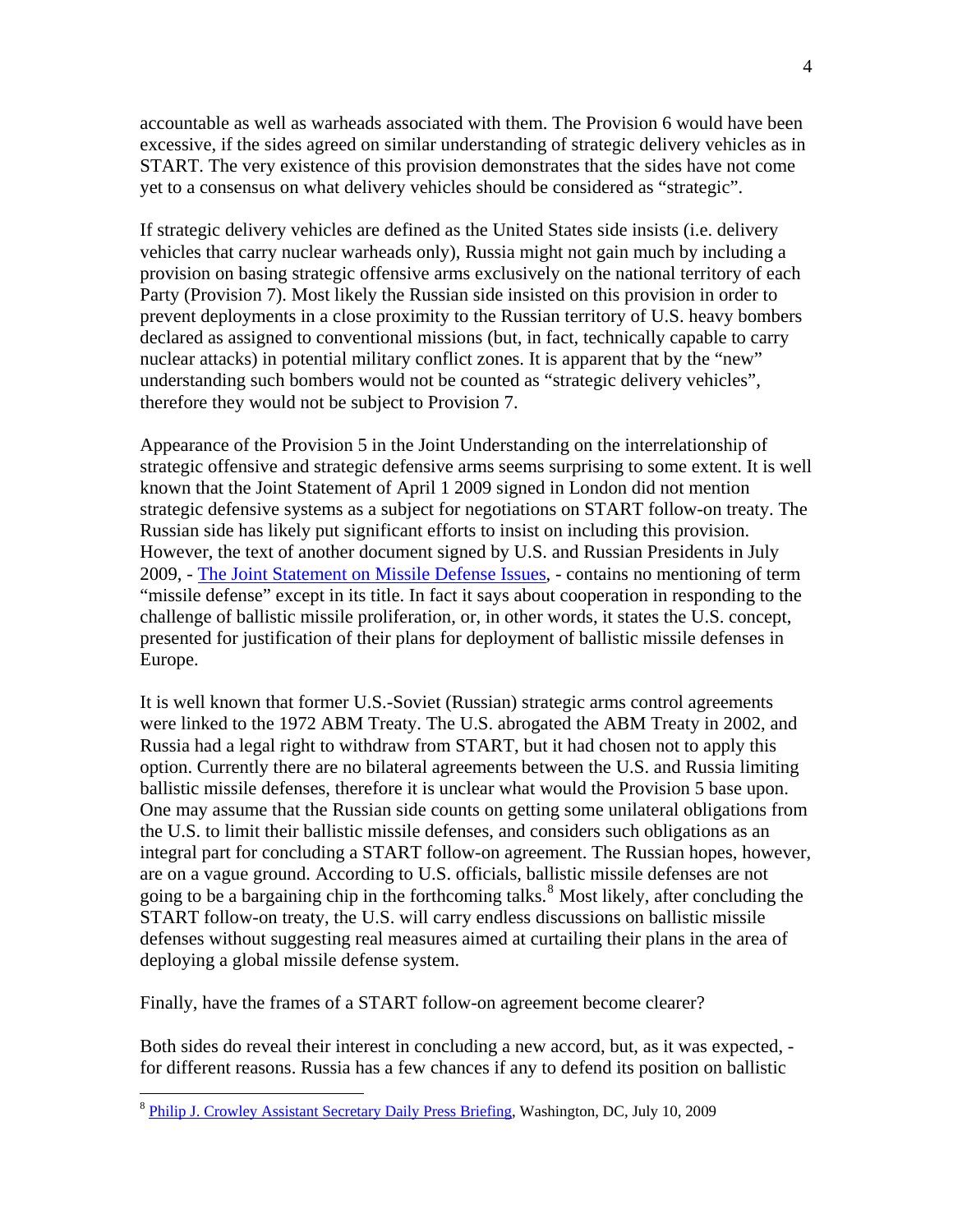accountable as well as warheads associated with them. The Provision 6 would have been excessive, if the sides agreed on similar understanding of strategic delivery vehicles as in START. The very existence of this provision demonstrates that the sides have not come yet to a consensus on what delivery vehicles should be considered as "strategic".

If strategic delivery vehicles are defined as the United States side insists (i.e. delivery vehicles that carry nuclear warheads only), Russia might not gain much by including a provision on basing strategic offensive arms exclusively on the national territory of each Party (Provision 7). Most likely the Russian side insisted on this provision in order to prevent deployments in a close proximity to the Russian territory of U.S. heavy bombers declared as assigned to conventional missions (but, in fact, technically capable to carry nuclear attacks) in potential military conflict zones. It is apparent that by the "new" understanding such bombers would not be counted as "strategic delivery vehicles", therefore they would not be subject to Provision 7.

Appearance of the Provision 5 in the Joint Understanding on the interrelationship of strategic offensive and strategic defensive arms seems surprising to some extent. It is well known that the Joint Statement of April 1 2009 signed in London did not mention strategic defensive systems as a subject for negotiations on START follow-on treaty. The Russian side has likely put significant efforts to insist on including this provision. However, the text of another document signed by U.S. and Russian Presidents in July 2009, - [The Joint Statement on Missile Defense Issues](), - contains no mentioning of term "missile defense" except in its title. In fact it says about cooperation in responding to the challenge of ballistic missile proliferation, or, in other words, it states the U.S. concept, presented for justification of their plans for deployment of ballistic missile defenses in Europe.

It is well known that former U.S.-Soviet (Russian) strategic arms control agreements were linked to the 1972 ABM Treaty. The U.S. abrogated the ABM Treaty in 2002, and Russia had a legal right to withdraw from START, but it had chosen not to apply this option. Currently there are no bilateral agreements between the U.S. and Russia limiting ballistic missile defenses, therefore it is unclear what would the Provision 5 base upon. One may assume that the Russian side counts on getting some unilateral obligations from the U.S. to limit their ballistic missile defenses, and considers such obligations as an integral part for concluding a START follow-on agreement. The Russian hopes, however, are on a vague ground. According to U.S. officials, ballistic missile defenses are not going to be a bargaining chip in the forthcoming talks.[8] Most likely, after concluding the START follow-on treaty, the U.S. will carry endless discussions on ballistic missile defenses without suggesting real measures aimed at curtailing their plans in the area of deploying a global missile defense system.

Finally, have the frames of a START follow-on agreement become clearer?

Both sides do reveal their interest in concluding a new accord, but, as it was expected, - for different reasons. Russia has a few chances if any to defend its position on ballistic

---

[8] [Philip J. Crowley Assistant Secretary Daily Press Briefing](), Washington, DC, July 10, 2009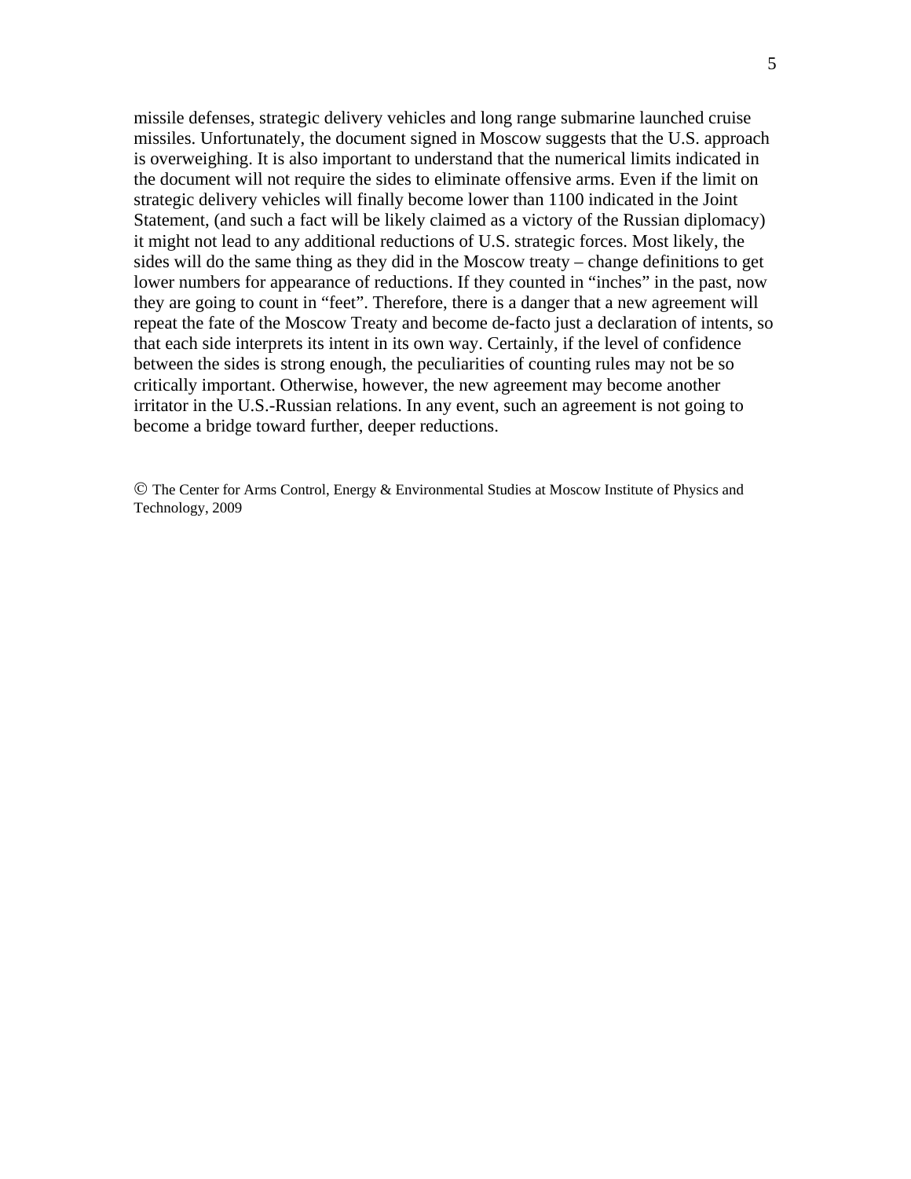missile defenses, strategic delivery vehicles and long range submarine launched cruise missiles. Unfortunately, the document signed in Moscow suggests that the U.S. approach is overweighing. It is also important to understand that the numerical limits indicated in the document will not require the sides to eliminate offensive arms. Even if the limit on strategic delivery vehicles will finally become lower than 1100 indicated in the Joint Statement, (and such a fact will be likely claimed as a victory of the Russian diplomacy) it might not lead to any additional reductions of U.S. strategic forces. Most likely, the sides will do the same thing as they did in the Moscow treaty – change definitions to get lower numbers for appearance of reductions. If they counted in "inches" in the past, now they are going to count in "feet". Therefore, there is a danger that a new agreement will repeat the fate of the Moscow Treaty and become de-facto just a declaration of intents, so that each side interprets its intent in its own way. Certainly, if the level of confidence between the sides is strong enough, the peculiarities of counting rules may not be so critically important. Otherwise, however, the new agreement may become another irritator in the U.S.-Russian relations. In any event, such an agreement is not going to become a bridge toward further, deeper reductions.

© The Center for Arms Control, Energy & Environmental Studies at Moscow Institute of Physics and Technology, 2009